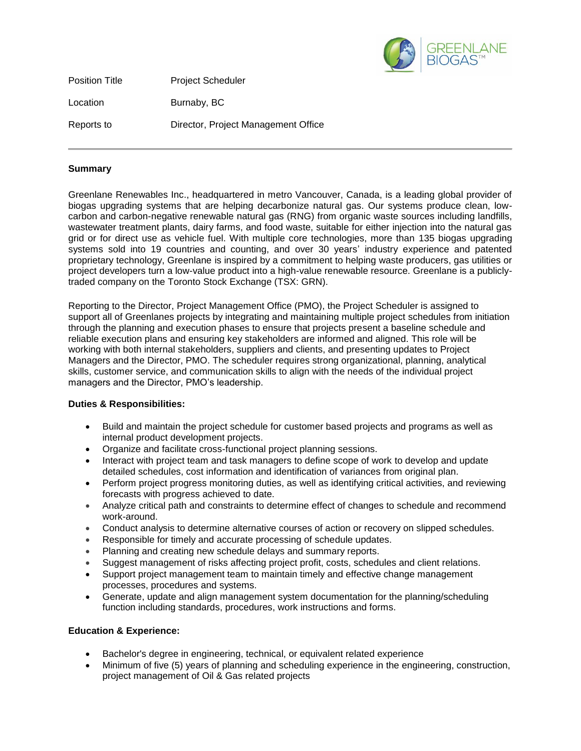| | |
|---|---|
| Position Title | Project Scheduler |
| Location | Burnaby, BC |
| Reports to | Director, Project Management Office |

---

**Summary**

Greenlane Renewables Inc., headquartered in metro Vancouver, Canada, is a leading global provider of biogas upgrading systems that are helping decarbonize natural gas. Our systems produce clean, low-carbon and carbon-negative renewable natural gas (RNG) from organic waste sources including landfills, wastewater treatment plants, dairy farms, and food waste, suitable for either injection into the natural gas grid or for direct use as vehicle fuel. With multiple core technologies, more than 135 biogas upgrading systems sold into 19 countries and counting, and over 30 years' industry experience and patented proprietary technology, Greenlane is inspired by a commitment to helping waste producers, gas utilities or project developers turn a low-value product into a high-value renewable resource. Greenlane is a publicly-traded company on the Toronto Stock Exchange (TSX: GRN).

Reporting to the Director, Project Management Office (PMO), the Project Scheduler is assigned to support all of Greenlanes projects by integrating and maintaining multiple project schedules from initiation through the planning and execution phases to ensure that projects present a baseline schedule and reliable execution plans and ensuring key stakeholders are informed and aligned. This role will be working with both internal stakeholders, suppliers and clients, and presenting updates to Project Managers and the Director, PMO. The scheduler requires strong organizational, planning, analytical skills, customer service, and communication skills to align with the needs of the individual project managers and the Director, PMO's leadership.

**Duties & Responsibilities:**

- Build and maintain the project schedule for customer based projects and programs as well as internal product development projects.
- Organize and facilitate cross-functional project planning sessions.
- Interact with project team and task managers to define scope of work to develop and update detailed schedules, cost information and identification of variances from original plan.
- Perform project progress monitoring duties, as well as identifying critical activities, and reviewing forecasts with progress achieved to date.
- Analyze critical path and constraints to determine effect of changes to schedule and recommend work-around.
- Conduct analysis to determine alternative courses of action or recovery on slipped schedules.
- Responsible for timely and accurate processing of schedule updates.
- Planning and creating new schedule delays and summary reports.
- Suggest management of risks affecting project profit, costs, schedules and client relations.
- Support project management team to maintain timely and effective change management processes, procedures and systems.
- Generate, update and align management system documentation for the planning/scheduling function including standards, procedures, work instructions and forms.

**Education & Experience:**

- Bachelor's degree in engineering, technical, or equivalent related experience
- Minimum of five (5) years of planning and scheduling experience in the engineering, construction, project management of Oil & Gas related projects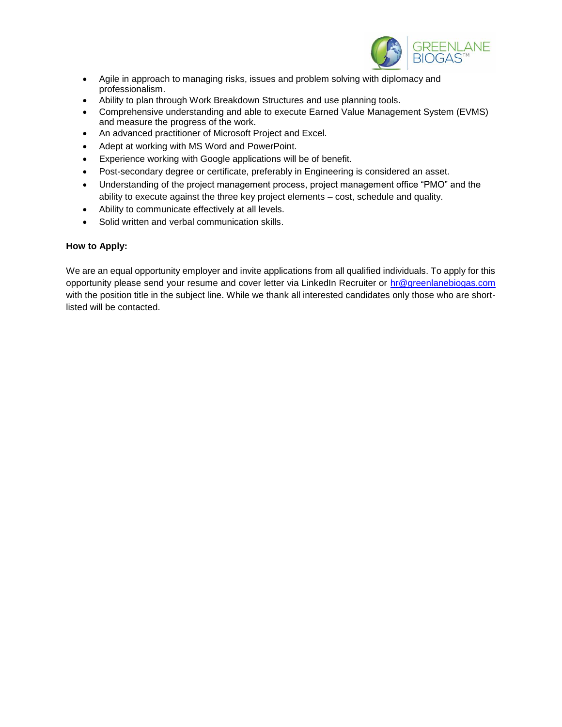- Agile in approach to managing risks, issues and problem solving with diplomacy and professionalism.
- Ability to plan through Work Breakdown Structures and use planning tools.
- Comprehensive understanding and able to execute Earned Value Management System (EVMS) and measure the progress of the work.
- An advanced practitioner of Microsoft Project and Excel.
- Adept at working with MS Word and PowerPoint.
- Experience working with Google applications will be of benefit.
- Post-secondary degree or certificate, preferably in Engineering is considered an asset.
- Understanding of the project management process, project management office "PMO" and the ability to execute against the three key project elements – cost, schedule and quality.
- Ability to communicate effectively at all levels.
- Solid written and verbal communication skills.

**How to Apply:**

We are an equal opportunity employer and invite applications from all qualified individuals. To apply for this opportunity please send your resume and cover letter via LinkedIn Recruiter or hr@greenlanebiogas.com with the position title in the subject line. While we thank all interested candidates only those who are short-listed will be contacted.